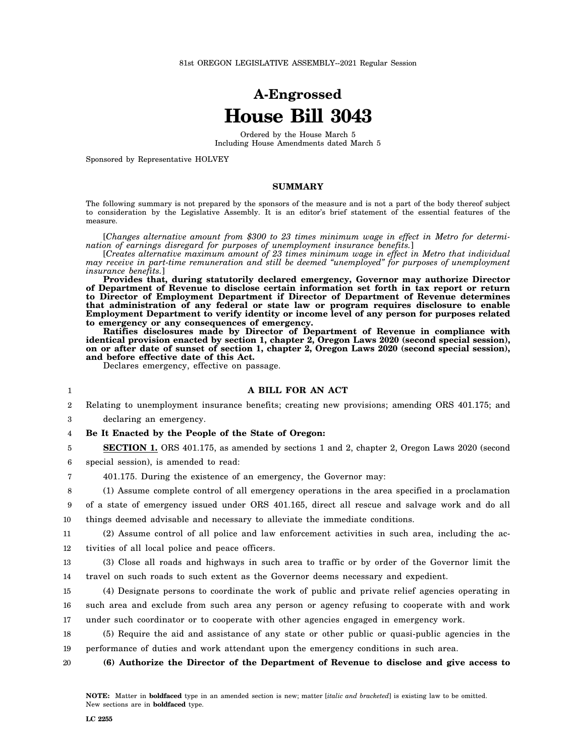81st OREGON LEGISLATIVE ASSEMBLY--2021 Regular Session

# A-Engrossed
# House Bill 3043

Ordered by the House March 5
Including House Amendments dated March 5

Sponsored by Representative HOLVEY

## SUMMARY

The following summary is not prepared by the sponsors of the measure and is not a part of the body thereof subject to consideration by the Legislative Assembly. It is an editor's brief statement of the essential features of the measure.

[*Changes alternative amount from $300 to 23 times minimum wage in effect in Metro for determination of earnings disregard for purposes of unemployment insurance benefits.*]

[*Creates alternative maximum amount of 23 times minimum wage in effect in Metro that individual may receive in part-time remuneration and still be deemed "unemployed" for purposes of unemployment insurance benefits.*]

**Provides that, during statutorily declared emergency, Governor may authorize Director of Department of Revenue to disclose certain information set forth in tax report or return to Director of Employment Department if Director of Department of Revenue determines that administration of any federal or state law or program requires disclosure to enable Employment Department to verify identity or income level of any person for purposes related to emergency or any consequences of emergency.**

**Ratifies disclosures made by Director of Department of Revenue in compliance with identical provision enacted by section 1, chapter 2, Oregon Laws 2020 (second special session), on or after date of sunset of section 1, chapter 2, Oregon Laws 2020 (second special session), and before effective date of this Act.**

Declares emergency, effective on passage.

1 **A BILL FOR AN ACT**

2 Relating to unemployment insurance benefits; creating new provisions; amending ORS 401.175; and
3 declaring an emergency.

4 **Be It Enacted by the People of the State of Oregon:**

5 **SECTION 1.** ORS 401.175, as amended by sections 1 and 2, chapter 2, Oregon Laws 2020 (second
6 special session), is amended to read:

7 401.175. During the existence of an emergency, the Governor may:

8 (1) Assume complete control of all emergency operations in the area specified in a proclamation
9 of a state of emergency issued under ORS 401.165, direct all rescue and salvage work and do all
10 things deemed advisable and necessary to alleviate the immediate conditions.

11 (2) Assume control of all police and law enforcement activities in such area, including the ac-
12 tivities of all local police and peace officers.

13 (3) Close all roads and highways in such area to traffic or by order of the Governor limit the
14 travel on such roads to such extent as the Governor deems necessary and expedient.

15 (4) Designate persons to coordinate the work of public and private relief agencies operating in
16 such area and exclude from such area any person or agency refusing to cooperate with and work
17 under such coordinator or to cooperate with other agencies engaged in emergency work.

18 (5) Require the aid and assistance of any state or other public or quasi-public agencies in the
19 performance of duties and work attendant upon the emergency conditions in such area.

20 **(6) Authorize the Director of the Department of Revenue to disclose and give access to**

NOTE: Matter in **boldfaced** type in an amended section is new; matter [*italic and bracketed*] is existing law to be omitted. New sections are in **boldfaced** type.

LC 2255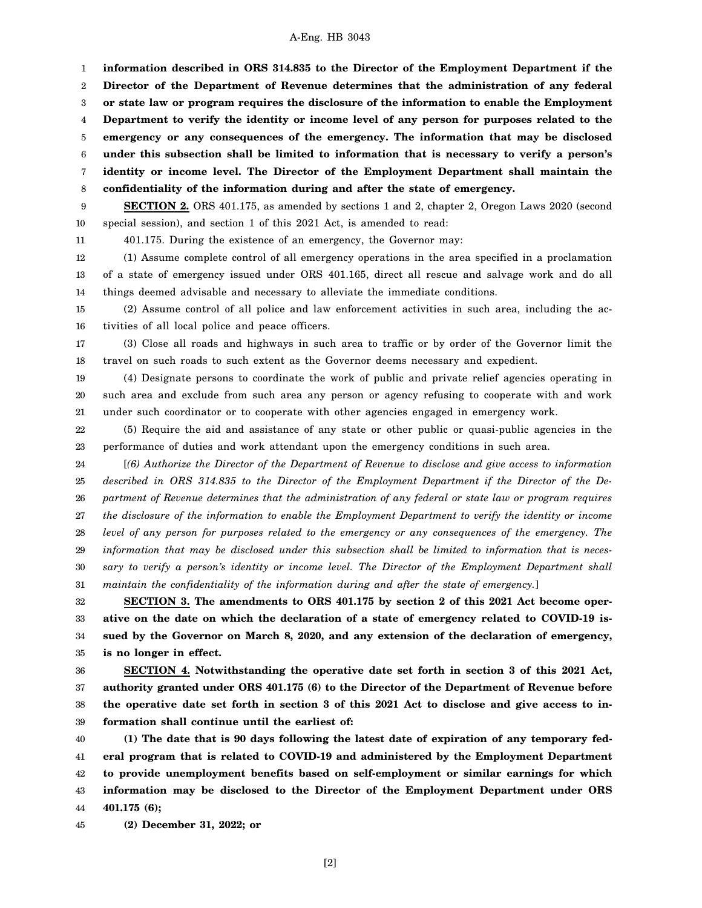**information described in ORS 314.835 to the Director of the Employment Department if the Director of the Department of Revenue determines that the administration of any federal or state law or program requires the disclosure of the information to enable the Employment Department to verify the identity or income level of any person for purposes related to the emergency or any consequences of the emergency. The information that may be disclosed under this subsection shall be limited to information that is necessary to verify a person's identity or income level. The Director of the Employment Department shall maintain the confidentiality of the information during and after the state of emergency.**

**SECTION 2.** ORS 401.175, as amended by sections 1 and 2, chapter 2, Oregon Laws 2020 (second special session), and section 1 of this 2021 Act, is amended to read:

401.175. During the existence of an emergency, the Governor may:

(1) Assume complete control of all emergency operations in the area specified in a proclamation of a state of emergency issued under ORS 401.165, direct all rescue and salvage work and do all things deemed advisable and necessary to alleviate the immediate conditions.

(2) Assume control of all police and law enforcement activities in such area, including the activities of all local police and peace officers.

(3) Close all roads and highways in such area to traffic or by order of the Governor limit the travel on such roads to such extent as the Governor deems necessary and expedient.

(4) Designate persons to coordinate the work of public and private relief agencies operating in such area and exclude from such area any person or agency refusing to cooperate with and work under such coordinator or to cooperate with other agencies engaged in emergency work.

(5) Require the aid and assistance of any state or other public or quasi-public agencies in the performance of duties and work attendant upon the emergency conditions in such area.

[*(6) Authorize the Director of the Department of Revenue to disclose and give access to information described in ORS 314.835 to the Director of the Employment Department if the Director of the Department of Revenue determines that the administration of any federal or state law or program requires the disclosure of the information to enable the Employment Department to verify the identity or income level of any person for purposes related to the emergency or any consequences of the emergency. The information that may be disclosed under this subsection shall be limited to information that is necessary to verify a person's identity or income level. The Director of the Employment Department shall maintain the confidentiality of the information during and after the state of emergency.*]

**SECTION 3. The amendments to ORS 401.175 by section 2 of this 2021 Act become operative on the date on which the declaration of a state of emergency related to COVID-19 issued by the Governor on March 8, 2020, and any extension of the declaration of emergency, is no longer in effect.**

**SECTION 4. Notwithstanding the operative date set forth in section 3 of this 2021 Act, authority granted under ORS 401.175 (6) to the Director of the Department of Revenue before the operative date set forth in section 3 of this 2021 Act to disclose and give access to information shall continue until the earliest of:**

**(1) The date that is 90 days following the latest date of expiration of any temporary federal program that is related to COVID-19 and administered by the Employment Department to provide unemployment benefits based on self-employment or similar earnings for which information may be disclosed to the Director of the Employment Department under ORS 401.175 (6);**

**(2) December 31, 2022; or**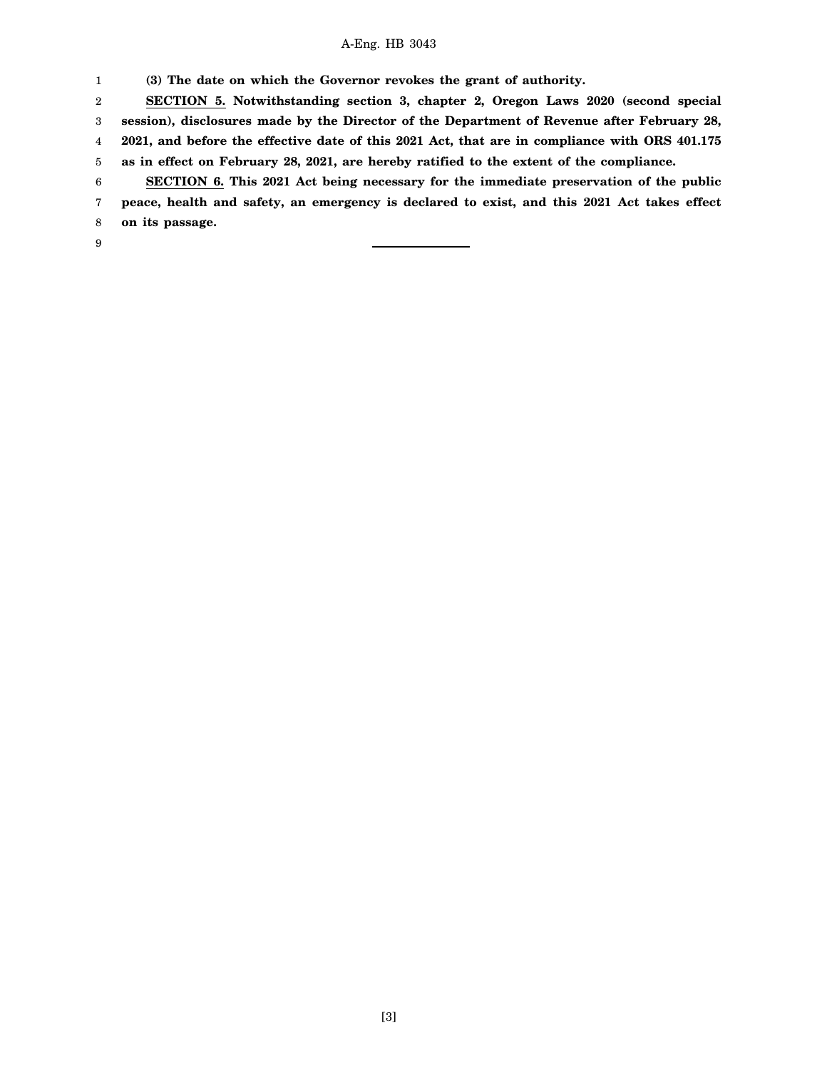**(3) The date on which the Governor revokes the grant of authority.**

**SECTION 5. Notwithstanding section 3, chapter 2, Oregon Laws 2020 (second special session), disclosures made by the Director of the Department of Revenue after February 28, 2021, and before the effective date of this 2021 Act, that are in compliance with ORS 401.175 as in effect on February 28, 2021, are hereby ratified to the extent of the compliance.**

**SECTION 6. This 2021 Act being necessary for the immediate preservation of the public peace, health and safety, an emergency is declared to exist, and this 2021 Act takes effect on its passage.**